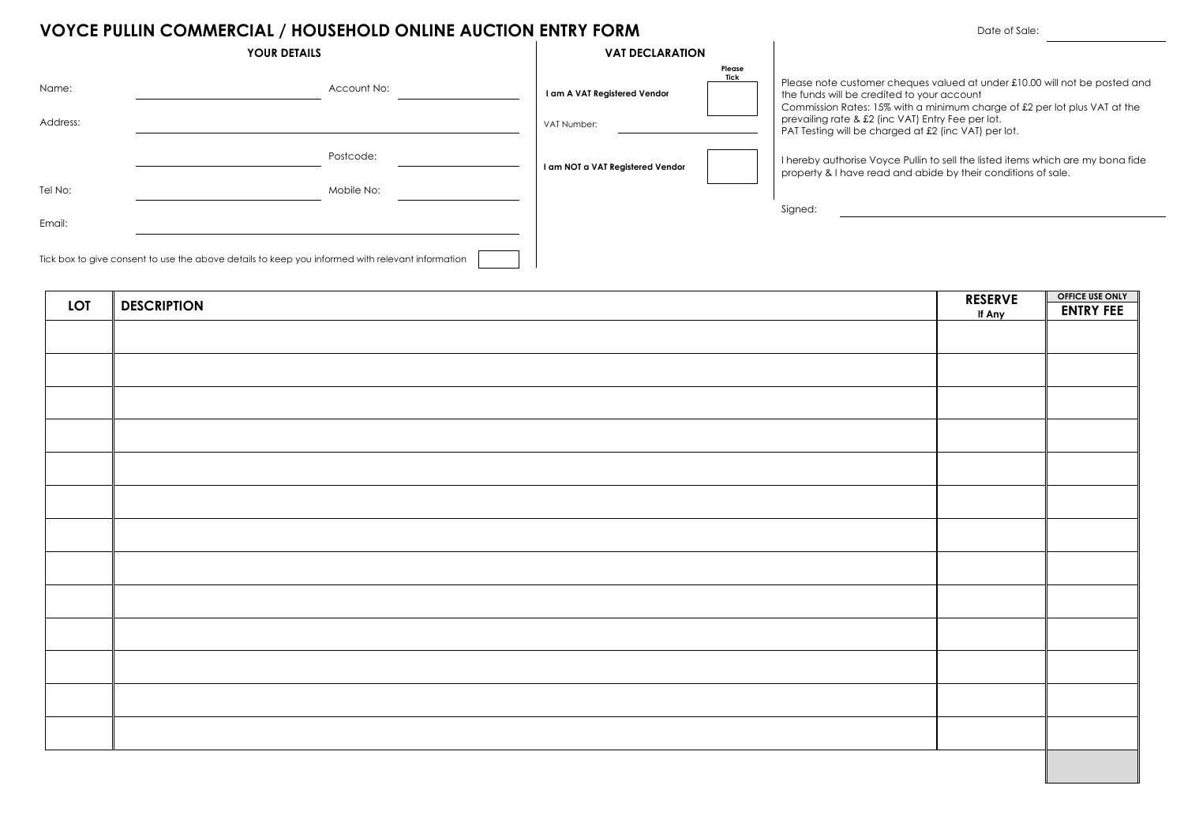# VOYCE PULLIN COMMERCIAL / HOUSEHOLD ONLINE AUCTION ENTRY FORM

Date of Sale: ____________

## YOUR DETAILS

Name: ____________ Account No: ____________

Address: ____________

____________ Postcode: ____________

Tel No: ____________ Mobile No: ____________

Email: ____________

Tick box to give consent to use the above details to keep you informed with relevant information ☐

## VAT DECLARATION

| | Please Tick |
|---|---|
| **I am A VAT Registered Vendor** | ☐ |
| VAT Number: ____________ | |
| **I am NOT a VAT Registered Vendor** | ☐ |

Please note customer cheques valued at under £10.00 will not be posted and the funds will be credited to your account
Commission Rates: 15% with a minimum charge of £2 per lot plus VAT at the prevailing rate & £2 (inc VAT) Entry Fee per lot.
PAT Testing will be charged at £2 (inc VAT) per lot.

I hereby authorise Voyce Pullin to sell the listed items which are my bona fide property & I have read and abide by their conditions of sale.

Signed: ____________

| LOT | DESCRIPTION | RESERVE If Any | OFFICE USE ONLY ENTRY FEE |
|---|---|---|---|
| | | | |
| | | | |
| | | | |
| | | | |
| | | | |
| | | | |
| | | | |
| | | | |
| | | | |
| | | | |
| | | | |
| | | | |
| | | | |
| | | | |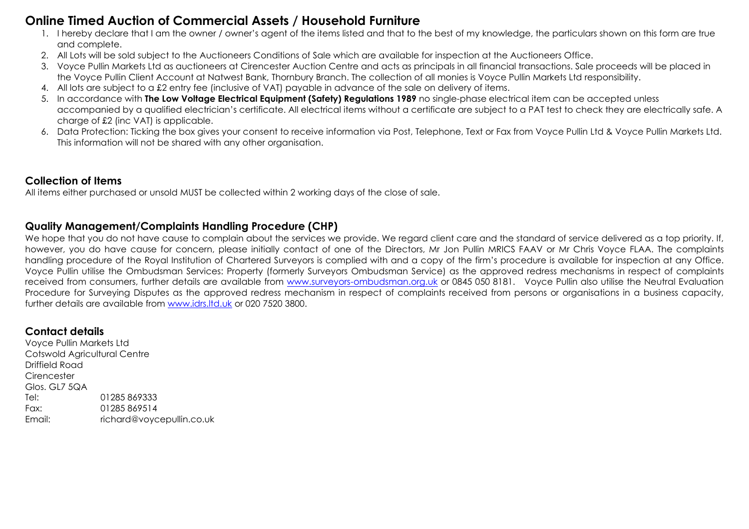## Online Timed Auction of Commercial Assets / Household Furniture

1. I hereby declare that I am the owner / owner's agent of the items listed and that to the best of my knowledge, the particulars shown on this form are true and complete.
2. All Lots will be sold subject to the Auctioneers Conditions of Sale which are available for inspection at the Auctioneers Office.
3. Voyce Pullin Markets Ltd as auctioneers at Cirencester Auction Centre and acts as principals in all financial transactions. Sale proceeds will be placed in the Voyce Pullin Client Account at Natwest Bank, Thornbury Branch. The collection of all monies is Voyce Pullin Markets Ltd responsibility.
4. All lots are subject to a £2 entry fee (inclusive of VAT) payable in advance of the sale on delivery of items.
5. In accordance with **The Low Voltage Electrical Equipment (Safety) Regulations 1989** no single-phase electrical item can be accepted unless accompanied by a qualified electrician's certificate. All electrical items without a certificate are subject to a PAT test to check they are electrically safe. A charge of £2 (inc VAT) is applicable.
6. Data Protection: Ticking the box gives your consent to receive information via Post, Telephone, Text or Fax from Voyce Pullin Ltd & Voyce Pullin Markets Ltd. This information will not be shared with any other organisation.

### Collection of Items

All items either purchased or unsold MUST be collected within 2 working days of the close of sale.

### Quality Management/Complaints Handling Procedure (CHP)

We hope that you do not have cause to complain about the services we provide. We regard client care and the standard of service delivered as a top priority. If, however, you do have cause for concern, please initially contact of one of the Directors, Mr Jon Pullin MRICS FAAV or Mr Chris Voyce FLAA. The complaints handling procedure of the Royal Institution of Chartered Surveyors is complied with and a copy of the firm's procedure is available for inspection at any Office. Voyce Pullin utilise the Ombudsman Services: Property (formerly Surveyors Ombudsman Service) as the approved redress mechanisms in respect of complaints received from consumers, further details are available from www.surveyors-ombudsman.org.uk or 0845 050 8181. Voyce Pullin also utilise the Neutral Evaluation Procedure for Surveying Disputes as the approved redress mechanism in respect of complaints received from persons or organisations in a business capacity, further details are available from www.idrs.ltd.uk or 020 7520 3800.

### Contact details

Voyce Pullin Markets Ltd
Cotswold Agricultural Centre
Driffield Road
Cirencester
Glos. GL7 5QA

Tel: 01285 869333
Fax: 01285 869514
Email: richard@voycepullin.co.uk